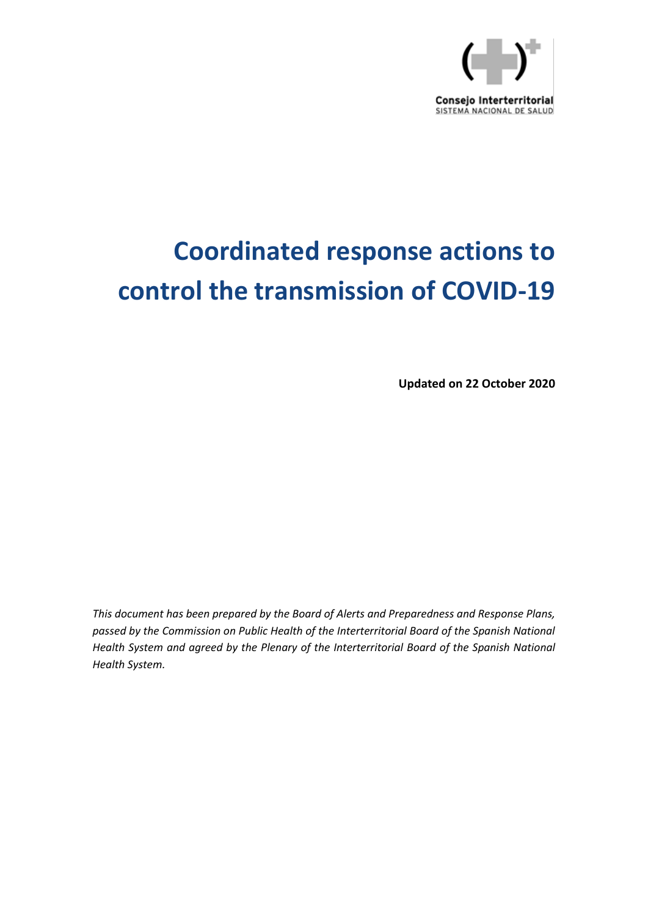Consejo Interterritorial
SISTEMA NACIONAL DE SALUD

# Coordinated response actions to control the transmission of COVID-19

**Updated on 22 October 2020**

*This document has been prepared by the Board of Alerts and Preparedness and Response Plans, passed by the Commission on Public Health of the Interterritorial Board of the Spanish National Health System and agreed by the Plenary of the Interterritorial Board of the Spanish National Health System.*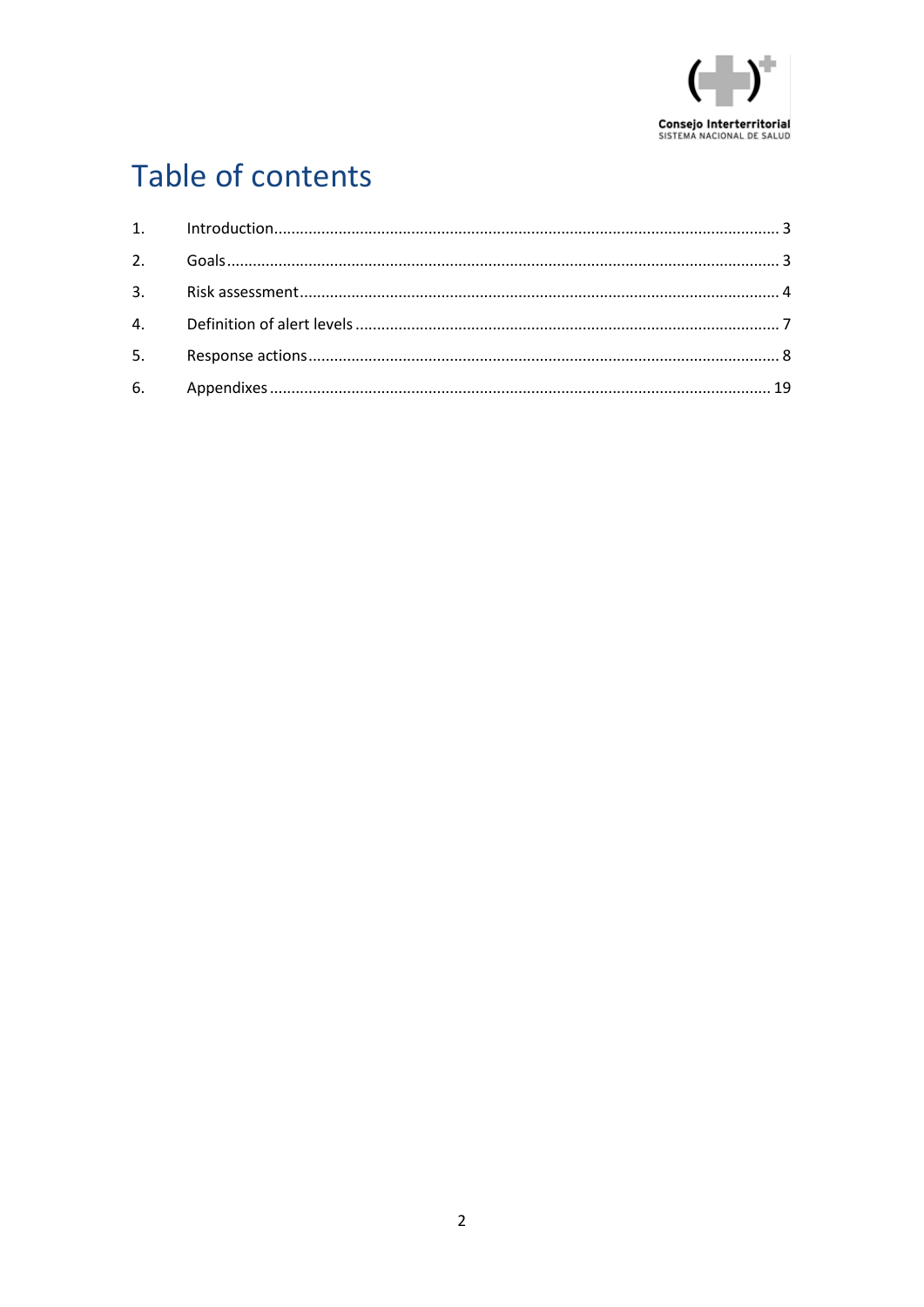# Table of contents

1. Introduction ..... 3
2. Goals ..... 3
3. Risk assessment ..... 4
4. Definition of alert levels ..... 7
5. Response actions ..... 8
6. Appendixes ..... 19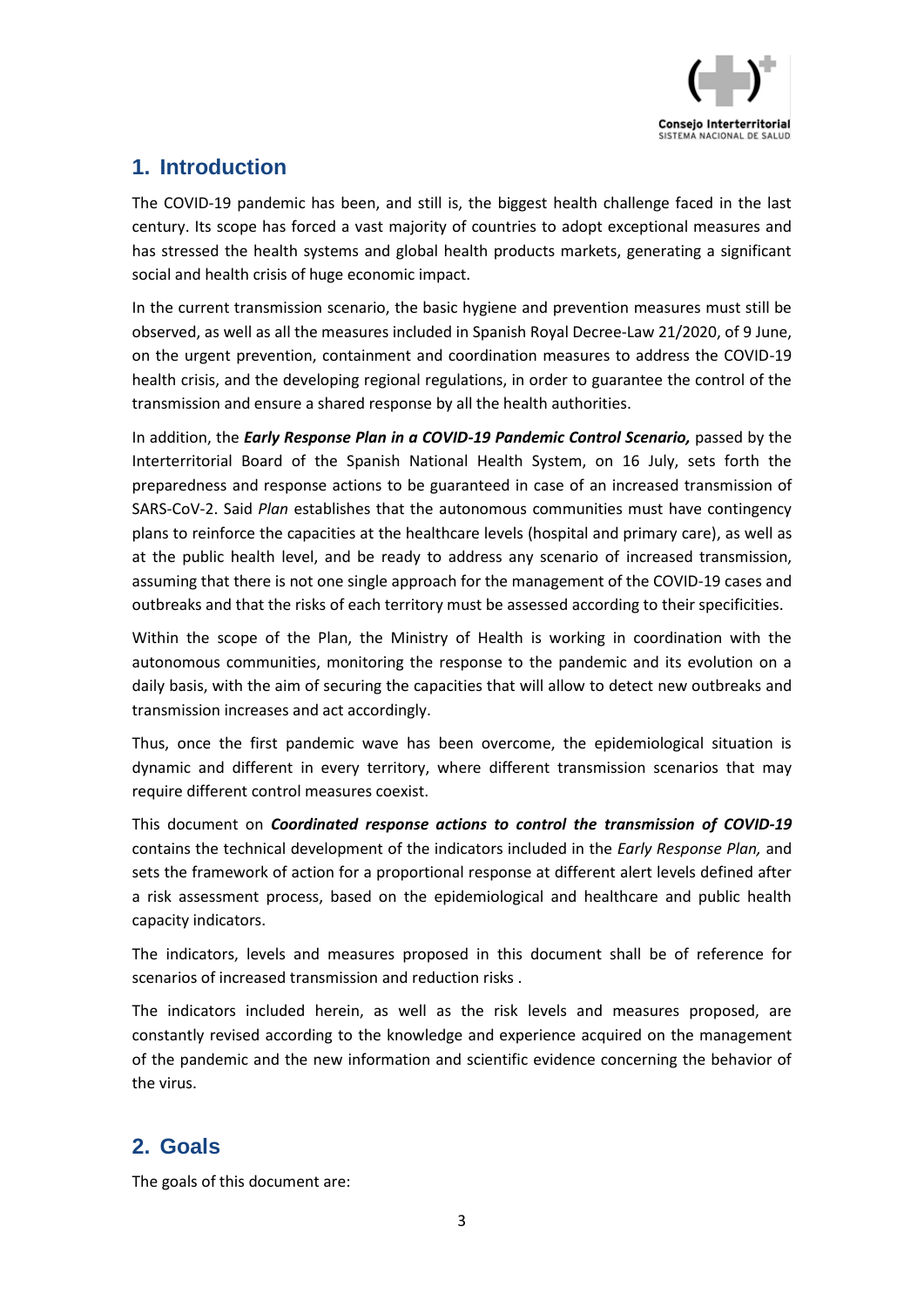## 1. Introduction

The COVID-19 pandemic has been, and still is, the biggest health challenge faced in the last century. Its scope has forced a vast majority of countries to adopt exceptional measures and has stressed the health systems and global health products markets, generating a significant social and health crisis of huge economic impact.

In the current transmission scenario, the basic hygiene and prevention measures must still be observed, as well as all the measures included in Spanish Royal Decree-Law 21/2020, of 9 June, on the urgent prevention, containment and coordination measures to address the COVID-19 health crisis, and the developing regional regulations, in order to guarantee the control of the transmission and ensure a shared response by all the health authorities.

In addition, the ***Early Response Plan in a COVID-19 Pandemic Control Scenario,*** passed by the Interterritorial Board of the Spanish National Health System, on 16 July, sets forth the preparedness and response actions to be guaranteed in case of an increased transmission of SARS-CoV-2. Said *Plan* establishes that the autonomous communities must have contingency plans to reinforce the capacities at the healthcare levels (hospital and primary care), as well as at the public health level, and be ready to address any scenario of increased transmission, assuming that there is not one single approach for the management of the COVID-19 cases and outbreaks and that the risks of each territory must be assessed according to their specificities.

Within the scope of the Plan, the Ministry of Health is working in coordination with the autonomous communities, monitoring the response to the pandemic and its evolution on a daily basis, with the aim of securing the capacities that will allow to detect new outbreaks and transmission increases and act accordingly.

Thus, once the first pandemic wave has been overcome, the epidemiological situation is dynamic and different in every territory, where different transmission scenarios that may require different control measures coexist.

This document on ***Coordinated response actions to control the transmission of COVID-19*** contains the technical development of the indicators included in the *Early Response Plan,* and sets the framework of action for a proportional response at different alert levels defined after a risk assessment process, based on the epidemiological and healthcare and public health capacity indicators.

The indicators, levels and measures proposed in this document shall be of reference for scenarios of increased transmission and reduction risks .

The indicators included herein, as well as the risk levels and measures proposed, are constantly revised according to the knowledge and experience acquired on the management of the pandemic and the new information and scientific evidence concerning the behavior of the virus.

## 2. Goals

The goals of this document are: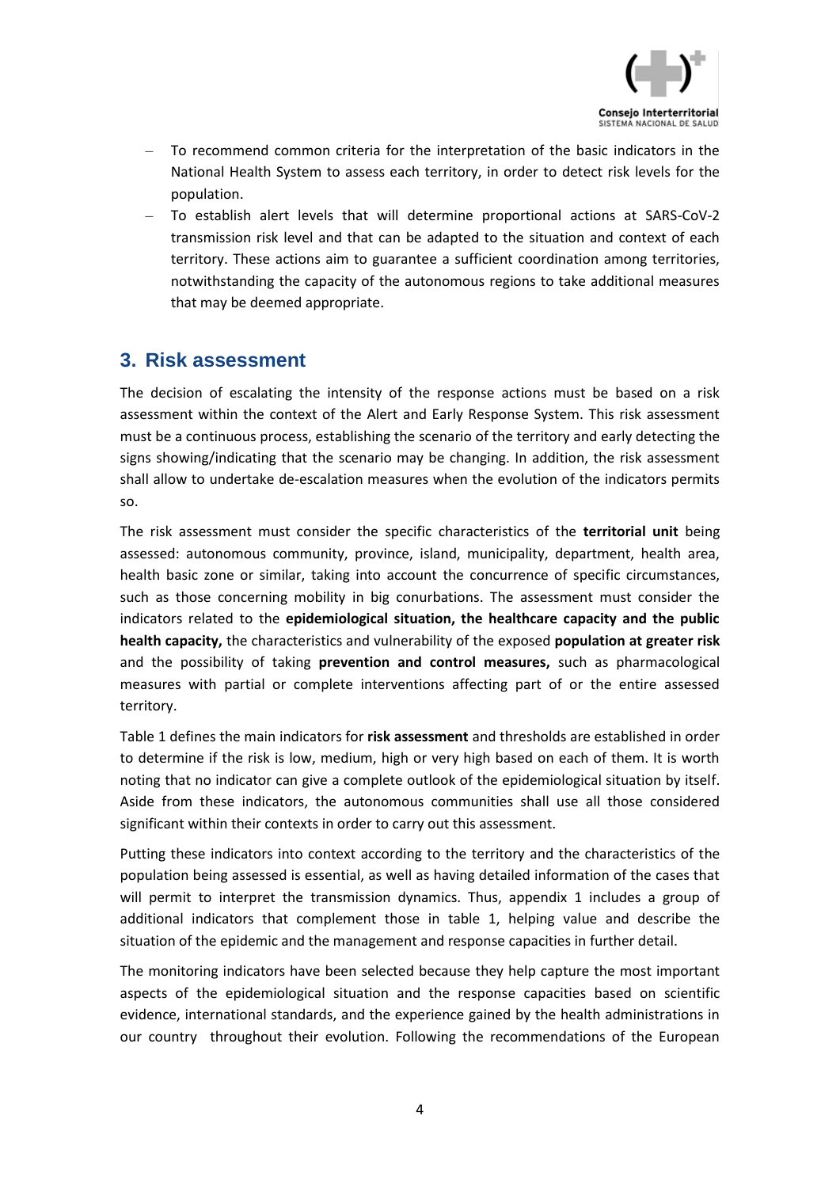- To recommend common criteria for the interpretation of the basic indicators in the National Health System to assess each territory, in order to detect risk levels for the population.
- To establish alert levels that will determine proportional actions at SARS-CoV-2 transmission risk level and that can be adapted to the situation and context of each territory. These actions aim to guarantee a sufficient coordination among territories, notwithstanding the capacity of the autonomous regions to take additional measures that may be deemed appropriate.

## 3. Risk assessment

The decision of escalating the intensity of the response actions must be based on a risk assessment within the context of the Alert and Early Response System. This risk assessment must be a continuous process, establishing the scenario of the territory and early detecting the signs showing/indicating that the scenario may be changing. In addition, the risk assessment shall allow to undertake de-escalation measures when the evolution of the indicators permits so.

The risk assessment must consider the specific characteristics of the **territorial unit** being assessed: autonomous community, province, island, municipality, department, health area, health basic zone or similar, taking into account the concurrence of specific circumstances, such as those concerning mobility in big conurbations. The assessment must consider the indicators related to the **epidemiological situation, the healthcare capacity and the public health capacity,** the characteristics and vulnerability of the exposed **population at greater risk** and the possibility of taking **prevention and control measures,** such as pharmacological measures with partial or complete interventions affecting part of or the entire assessed territory.

Table 1 defines the main indicators for **risk assessment** and thresholds are established in order to determine if the risk is low, medium, high or very high based on each of them. It is worth noting that no indicator can give a complete outlook of the epidemiological situation by itself. Aside from these indicators, the autonomous communities shall use all those considered significant within their contexts in order to carry out this assessment.

Putting these indicators into context according to the territory and the characteristics of the population being assessed is essential, as well as having detailed information of the cases that will permit to interpret the transmission dynamics. Thus, appendix 1 includes a group of additional indicators that complement those in table 1, helping value and describe the situation of the epidemic and the management and response capacities in further detail.

The monitoring indicators have been selected because they help capture the most important aspects of the epidemiological situation and the response capacities based on scientific evidence, international standards, and the experience gained by the health administrations in our country throughout their evolution. Following the recommendations of the European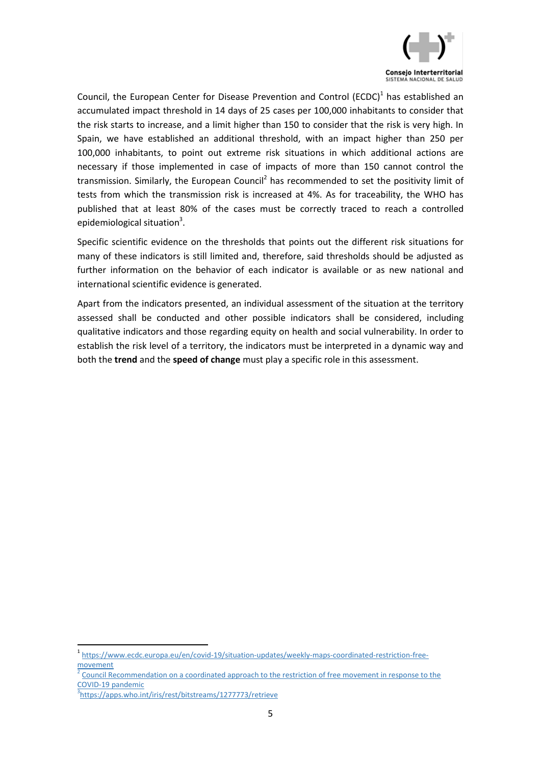Council, the European Center for Disease Prevention and Control (ECDC)[1] has established an accumulated impact threshold in 14 days of 25 cases per 100,000 inhabitants to consider that the risk starts to increase, and a limit higher than 150 to consider that the risk is very high. In Spain, we have established an additional threshold, with an impact higher than 250 per 100,000 inhabitants, to point out extreme risk situations in which additional actions are necessary if those implemented in case of impacts of more than 150 cannot control the transmission. Similarly, the European Council[2] has recommended to set the positivity limit of tests from which the transmission risk is increased at 4%. As for traceability, the WHO has published that at least 80% of the cases must be correctly traced to reach a controlled epidemiological situation[3].

Specific scientific evidence on the thresholds that points out the different risk situations for many of these indicators is still limited and, therefore, said thresholds should be adjusted as further information on the behavior of each indicator is available or as new national and international scientific evidence is generated.

Apart from the indicators presented, an individual assessment of the situation at the territory assessed shall be conducted and other possible indicators shall be considered, including qualitative indicators and those regarding equity on health and social vulnerability. In order to establish the risk level of a territory, the indicators must be interpreted in a dynamic way and both the **trend** and the **speed of change** must play a specific role in this assessment.

---

[1] https://www.ecdc.europa.eu/en/covid-19/situation-updates/weekly-maps-coordinated-restriction-free-movement

[2] Council Recommendation on a coordinated approach to the restriction of free movement in response to the COVID-19 pandemic

[3] https://apps.who.int/iris/rest/bitstreams/1277773/retrieve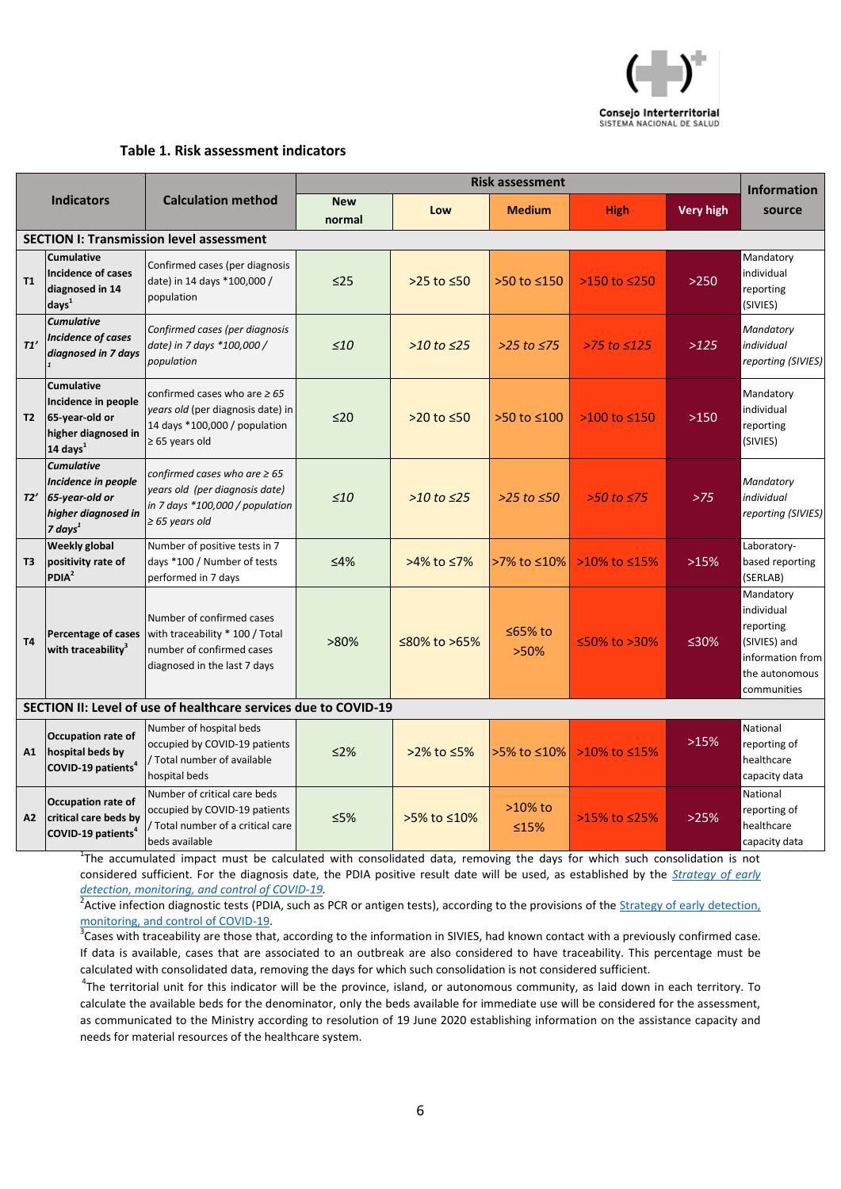**Table 1. Risk assessment indicators**

| | Indicators | Calculation method | Risk assessment | | | | | Information source |
|---|---|---|---|---|---|---|---|---|
| | | | New normal | Low | Medium | High | Very high | |
| **SECTION I: Transmission level assessment** | | | | | | | | |
| **T1** | **Cumulative Incidence of cases diagnosed in 14 days[1]** | Confirmed cases (per diagnosis date) in 14 days *100,000 / population | ≤25 | >25 to ≤50 | >50 to ≤150 | >150 to ≤250 | >250 | Mandatory individual reporting (SIVIES) |
| ***T1'*** | ***Cumulative Incidence of cases diagnosed in 7 days[1]*** | *Confirmed cases (per diagnosis date) in 7 days *100,000 / population* | *≤10* | *>10 to ≤25* | *>25 to ≤75* | *>75 to ≤125* | *>125* | *Mandatory individual reporting (SIVIES)* |
| **T2** | **Cumulative Incidence in people 65-year-old or higher diagnosed in 14 days[1]** | confirmed cases who are ≥ 65 years old (per diagnosis date) in 14 days *100,000 / population ≥ 65 years old | ≤20 | >20 to ≤50 | >50 to ≤100 | >100 to ≤150 | >150 | Mandatory individual reporting (SIVIES) |
| ***T2'*** | ***Cumulative Incidence in people 65-year-old or higher diagnosed in 7 days[1]*** | *confirmed cases who are ≥ 65 years old (per diagnosis date) in 7 days *100,000 / population ≥ 65 years old* | *≤10* | *>10 to ≤25* | *>25 to ≤50* | *>50 to ≤75* | *>75* | *Mandatory individual reporting (SIVIES)* |
| **T3** | **Weekly global positivity rate of PDIA[2]** | Number of positive tests in 7 days *100 / Number of tests performed in 7 days | ≤4% | >4% to ≤7% | >7% to ≤10% | >10% to ≤15% | >15% | Laboratory-based reporting (SERLAB) |
| **T4** | **Percentage of cases with traceability[3]** | Number of confirmed cases with traceability * 100 / Total number of confirmed cases diagnosed in the last 7 days | >80% | ≤80% to >65% | ≤65% to >50% | ≤50% to >30% | ≤30% | Mandatory individual reporting (SIVIES) and information from the autonomous communities |
| **SECTION II: Level of use of healthcare services due to COVID-19** | | | | | | | | |
| **A1** | **Occupation rate of hospital beds by COVID-19 patients[4]** | Number of hospital beds occupied by COVID-19 patients / Total number of available hospital beds | ≤2% | >2% to ≤5% | >5% to ≤10% | >10% to ≤15% | >15% | National reporting of healthcare capacity data |
| **A2** | **Occupation rate of critical care beds by COVID-19 patients[4]** | Number of critical care beds occupied by COVID-19 patients / Total number of a critical care beds available | ≤5% | >5% to ≤10% | >10% to ≤15% | >15% to ≤25% | >25% | National reporting of healthcare capacity data |

[1]The accumulated impact must be calculated with consolidated data, removing the days for which such consolidation is not considered sufficient. For the diagnosis date, the PDIA positive result date will be used, as established by the *Strategy of early detection, monitoring, and control of COVID-19*.

[2]Active infection diagnostic tests (PDIA, such as PCR or antigen tests), according to the provisions of the Strategy of early detection, monitoring, and control of COVID-19.

[3]Cases with traceability are those that, according to the information in SIVIES, had known contact with a previously confirmed case. If data is available, cases that are associated to an outbreak are also considered to have traceability. This percentage must be calculated with consolidated data, removing the days for which such consolidation is not considered sufficient.

[4]The territorial unit for this indicator will be the province, island, or autonomous community, as laid down in each territory. To calculate the available beds for the denominator, only the beds available for immediate use will be considered for the assessment, as communicated to the Ministry according to resolution of 19 June 2020 establishing information on the assistance capacity and needs for material resources of the healthcare system.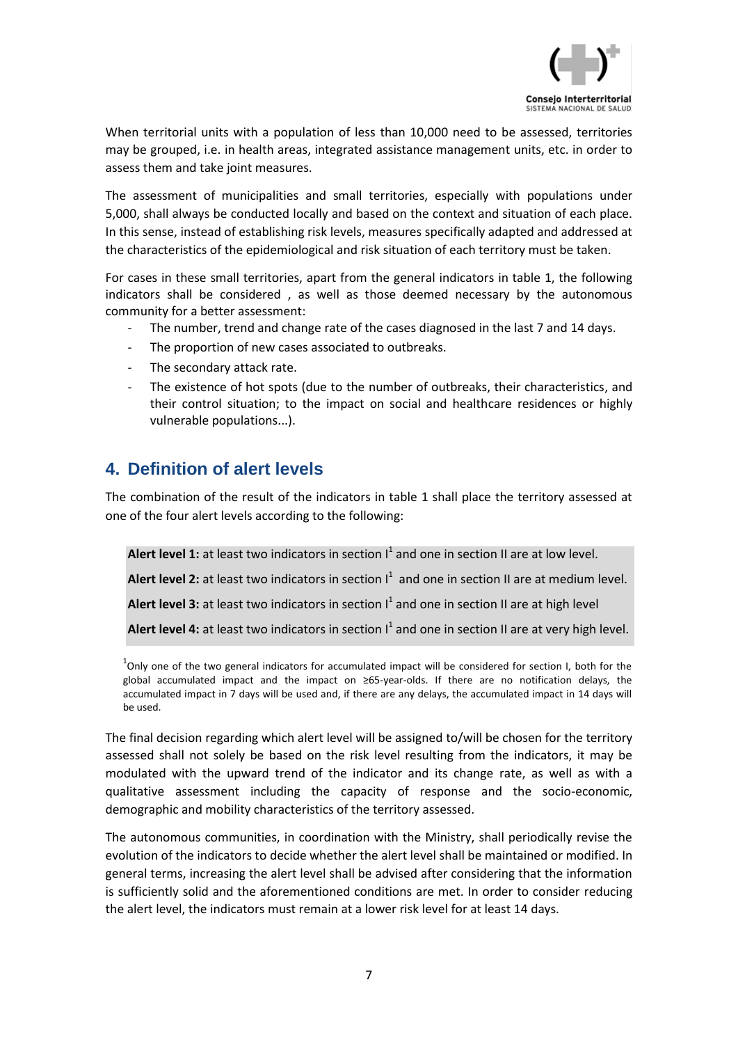When territorial units with a population of less than 10,000 need to be assessed, territories may be grouped, i.e. in health areas, integrated assistance management units, etc. in order to assess them and take joint measures.

The assessment of municipalities and small territories, especially with populations under 5,000, shall always be conducted locally and based on the context and situation of each place. In this sense, instead of establishing risk levels, measures specifically adapted and addressed at the characteristics of the epidemiological and risk situation of each territory must be taken.

For cases in these small territories, apart from the general indicators in table 1, the following indicators shall be considered , as well as those deemed necessary by the autonomous community for a better assessment:

- The number, trend and change rate of the cases diagnosed in the last 7 and 14 days.
- The proportion of new cases associated to outbreaks.
- The secondary attack rate.
- The existence of hot spots (due to the number of outbreaks, their characteristics, and their control situation; to the impact on social and healthcare residences or highly vulnerable populations...).

## 4. Definition of alert levels

The combination of the result of the indicators in table 1 shall place the territory assessed at one of the four alert levels according to the following:

**Alert level 1:** at least two indicators in section I[1] and one in section II are at low level.

**Alert level 2:** at least two indicators in section I[1] and one in section II are at medium level.

**Alert level 3:** at least two indicators in section I[1] and one in section II are at high level

**Alert level 4:** at least two indicators in section I[1] and one in section II are at very high level.

[1]Only one of the two general indicators for accumulated impact will be considered for section I, both for the global accumulated impact and the impact on ≥65-year-olds. If there are no notification delays, the accumulated impact in 7 days will be used and, if there are any delays, the accumulated impact in 14 days will be used.

The final decision regarding which alert level will be assigned to/will be chosen for the territory assessed shall not solely be based on the risk level resulting from the indicators, it may be modulated with the upward trend of the indicator and its change rate, as well as with a qualitative assessment including the capacity of response and the socio-economic, demographic and mobility characteristics of the territory assessed.

The autonomous communities, in coordination with the Ministry, shall periodically revise the evolution of the indicators to decide whether the alert level shall be maintained or modified. In general terms, increasing the alert level shall be advised after considering that the information is sufficiently solid and the aforementioned conditions are met. In order to consider reducing the alert level, the indicators must remain at a lower risk level for at least 14 days.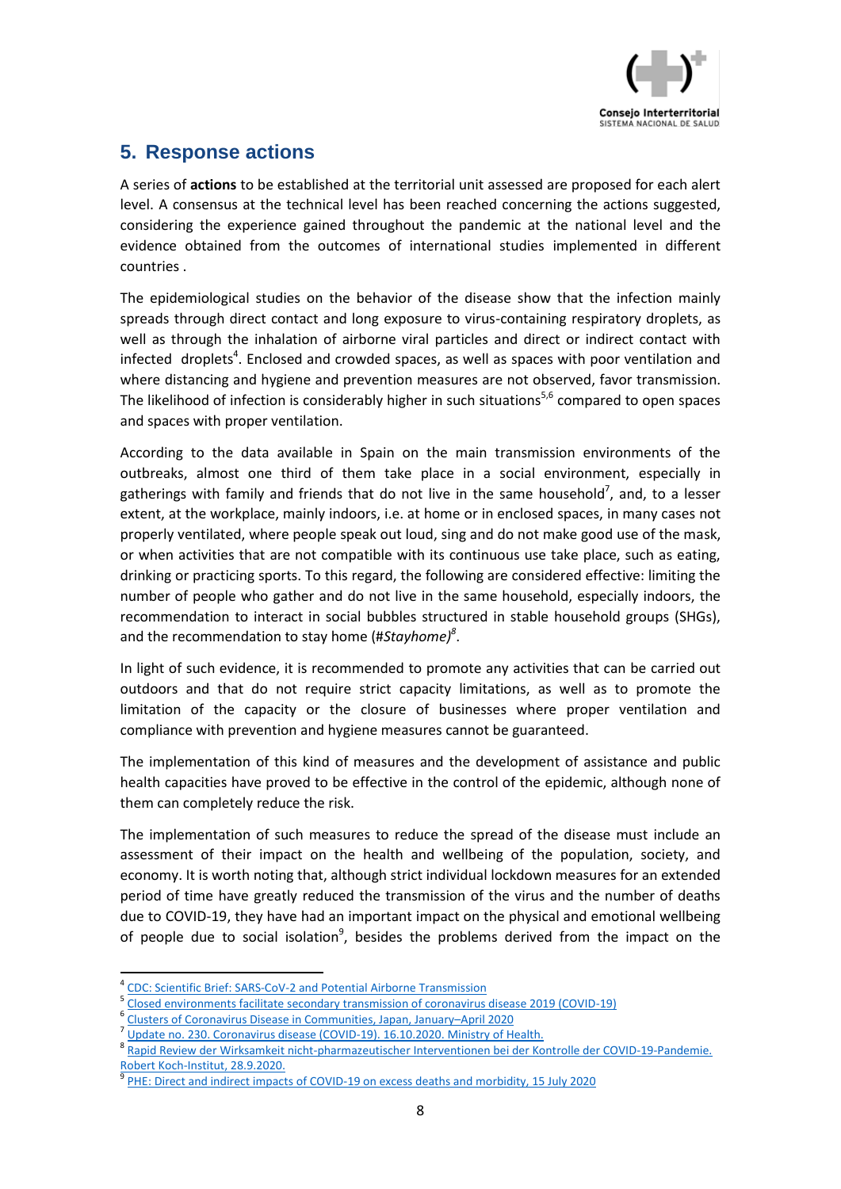## 5. Response actions

A series of **actions** to be established at the territorial unit assessed are proposed for each alert level. A consensus at the technical level has been reached concerning the actions suggested, considering the experience gained throughout the pandemic at the national level and the evidence obtained from the outcomes of international studies implemented in different countries .

The epidemiological studies on the behavior of the disease show that the infection mainly spreads through direct contact and long exposure to virus-containing respiratory droplets, as well as through the inhalation of airborne viral particles and direct or indirect contact with infected droplets[4]. Enclosed and crowded spaces, as well as spaces with poor ventilation and where distancing and hygiene and prevention measures are not observed, favor transmission. The likelihood of infection is considerably higher in such situations[5,6] compared to open spaces and spaces with proper ventilation.

According to the data available in Spain on the main transmission environments of the outbreaks, almost one third of them take place in a social environment, especially in gatherings with family and friends that do not live in the same household[7], and, to a lesser extent, at the workplace, mainly indoors, i.e. at home or in enclosed spaces, in many cases not properly ventilated, where people speak out loud, sing and do not make good use of the mask, or when activities that are not compatible with its continuous use take place, such as eating, drinking or practicing sports. To this regard, the following are considered effective: limiting the number of people who gather and do not live in the same household, especially indoors, the recommendation to interact in social bubbles structured in stable household groups (SHGs), and the recommendation to stay home (#*Stayhome)*[8].

In light of such evidence, it is recommended to promote any activities that can be carried out outdoors and that do not require strict capacity limitations, as well as to promote the limitation of the capacity or the closure of businesses where proper ventilation and compliance with prevention and hygiene measures cannot be guaranteed.

The implementation of this kind of measures and the development of assistance and public health capacities have proved to be effective in the control of the epidemic, although none of them can completely reduce the risk.

The implementation of such measures to reduce the spread of the disease must include an assessment of their impact on the health and wellbeing of the population, society, and economy. It is worth noting that, although strict individual lockdown measures for an extended period of time have greatly reduced the transmission of the virus and the number of deaths due to COVID-19, they have had an important impact on the physical and emotional wellbeing of people due to social isolation[9], besides the problems derived from the impact on the

---

[4] CDC: Scientific Brief: SARS-CoV-2 and Potential Airborne Transmission

[5] Closed environments facilitate secondary transmission of coronavirus disease 2019 (COVID-19)

[6] Clusters of Coronavirus Disease in Communities, Japan, January–April 2020

[7] Update no. 230. Coronavirus disease (COVID-19). 16.10.2020. Ministry of Health.

[8] Rapid Review der Wirksamkeit nicht-pharmazeutischer Interventionen bei der Kontrolle der COVID-19-Pandemie. Robert Koch-Institut, 28.9.2020.

[9] PHE: Direct and indirect impacts of COVID-19 on excess deaths and morbidity, 15 July 2020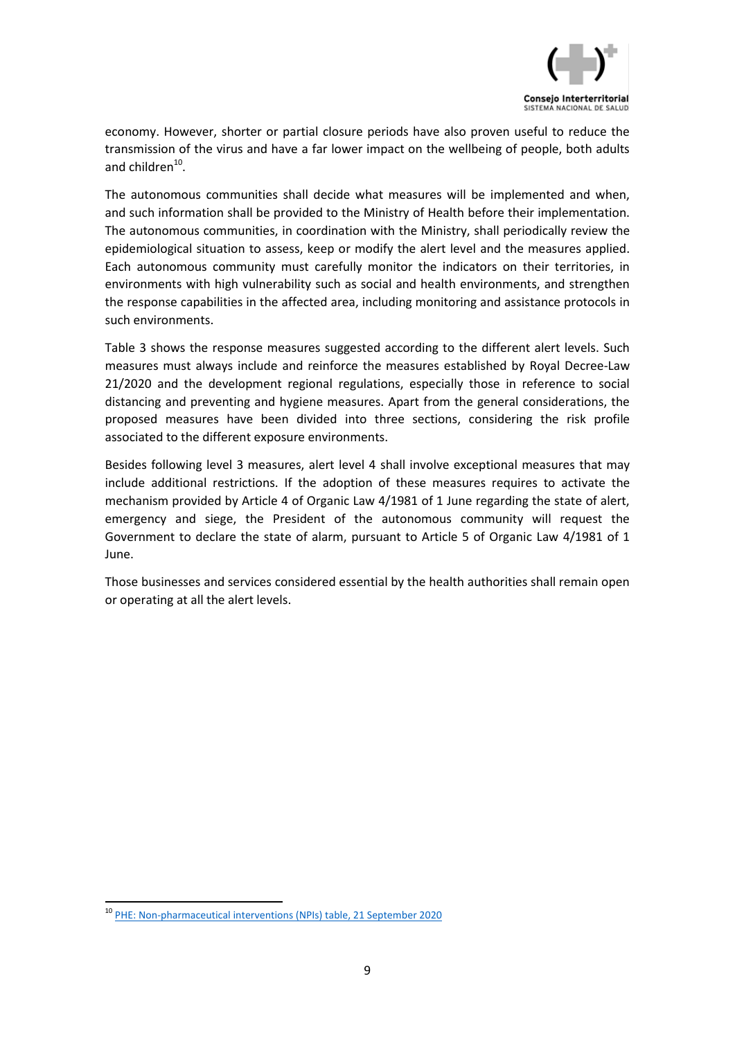economy. However, shorter or partial closure periods have also proven useful to reduce the transmission of the virus and have a far lower impact on the wellbeing of people, both adults and children[10].

The autonomous communities shall decide what measures will be implemented and when, and such information shall be provided to the Ministry of Health before their implementation. The autonomous communities, in coordination with the Ministry, shall periodically review the epidemiological situation to assess, keep or modify the alert level and the measures applied. Each autonomous community must carefully monitor the indicators on their territories, in environments with high vulnerability such as social and health environments, and strengthen the response capabilities in the affected area, including monitoring and assistance protocols in such environments.

Table 3 shows the response measures suggested according to the different alert levels. Such measures must always include and reinforce the measures established by Royal Decree-Law 21/2020 and the development regional regulations, especially those in reference to social distancing and preventing and hygiene measures. Apart from the general considerations, the proposed measures have been divided into three sections, considering the risk profile associated to the different exposure environments.

Besides following level 3 measures, alert level 4 shall involve exceptional measures that may include additional restrictions. If the adoption of these measures requires to activate the mechanism provided by Article 4 of Organic Law 4/1981 of 1 June regarding the state of alert, emergency and siege, the President of the autonomous community will request the Government to declare the state of alarm, pursuant to Article 5 of Organic Law 4/1981 of 1 June.

Those businesses and services considered essential by the health authorities shall remain open or operating at all the alert levels.

---

[10] PHE: Non-pharmaceutical interventions (NPIs) table, 21 September 2020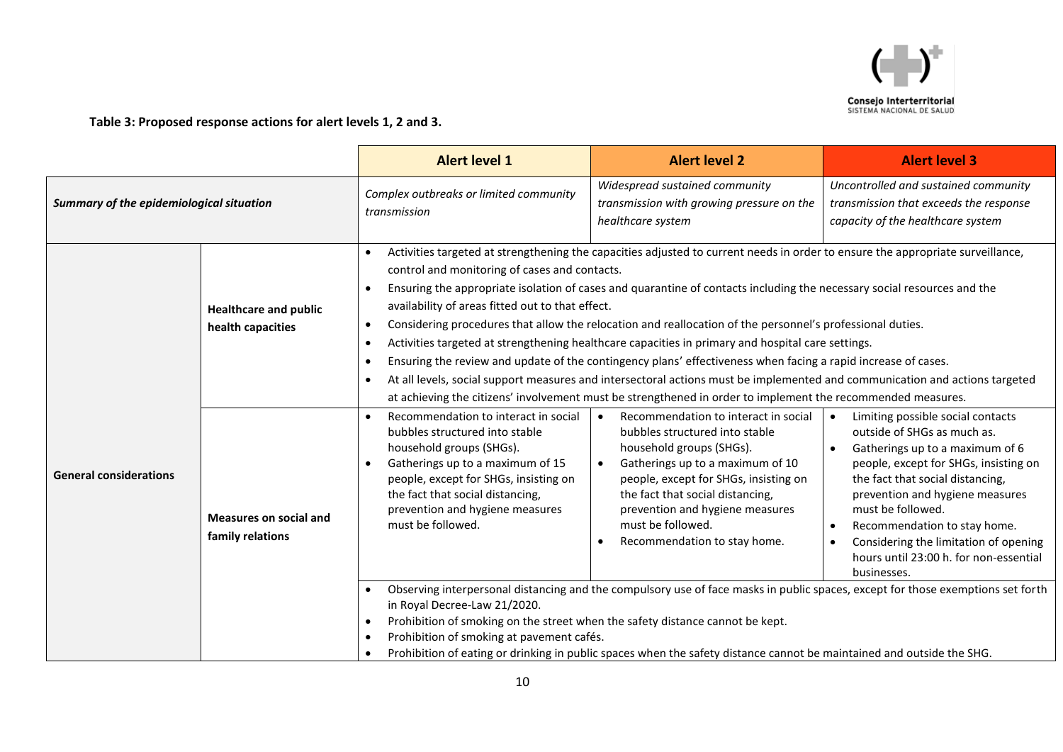**Table 3: Proposed response actions for alert levels 1, 2 and 3.**

| | | Alert level 1 | Alert level 2 | Alert level 3 |
|---|---|---|---|---|
| ***Summary of the epidemiological situation*** | | *Complex outbreaks or limited community transmission* | *Widespread sustained community transmission with growing pressure on the healthcare system* | *Uncontrolled and sustained community transmission that exceeds the response capacity of the healthcare system* |
| **General considerations** | **Healthcare and public health capacities** | • Activities targeted at strengthening the capacities adjusted to current needs in order to ensure the appropriate surveillance, control and monitoring of cases and contacts.<br>• Ensuring the appropriate isolation of cases and quarantine of contacts including the necessary social resources and the availability of areas fitted out to that effect.<br>• Considering procedures that allow the relocation and reallocation of the personnel's professional duties.<br>• Activities targeted at strengthening healthcare capacities in primary and hospital care settings.<br>• Ensuring the review and update of the contingency plans' effectiveness when facing a rapid increase of cases.<br>• At all levels, social support measures and intersectoral actions must be implemented and communication and actions targeted at achieving the citizens' involvement must be strengthened in order to implement the recommended measures. | | |
| | **Measures on social and family relations** | • Recommendation to interact in social bubbles structured into stable household groups (SHGs).<br>• Gatherings up to a maximum of 15 people, except for SHGs, insisting on the fact that social distancing, prevention and hygiene measures must be followed. | • Recommendation to interact in social bubbles structured into stable household groups (SHGs).<br>• Gatherings up to a maximum of 10 people, except for SHGs, insisting on the fact that social distancing, prevention and hygiene measures must be followed.<br>• Recommendation to stay home. | • Limiting possible social contacts outside of SHGs as much as.<br>• Gatherings up to a maximum of 6 people, except for SHGs, insisting on the fact that social distancing, prevention and hygiene measures must be followed.<br>• Recommendation to stay home.<br>• Considering the limitation of opening hours until 23:00 h. for non-essential businesses. |
| | | • Observing interpersonal distancing and the compulsory use of face masks in public spaces, except for those exemptions set forth in Royal Decree-Law 21/2020.<br>• Prohibition of smoking on the street when the safety distance cannot be kept.<br>• Prohibition of smoking at pavement cafés.<br>• Prohibition of eating or drinking in public spaces when the safety distance cannot be maintained and outside the SHG. | | |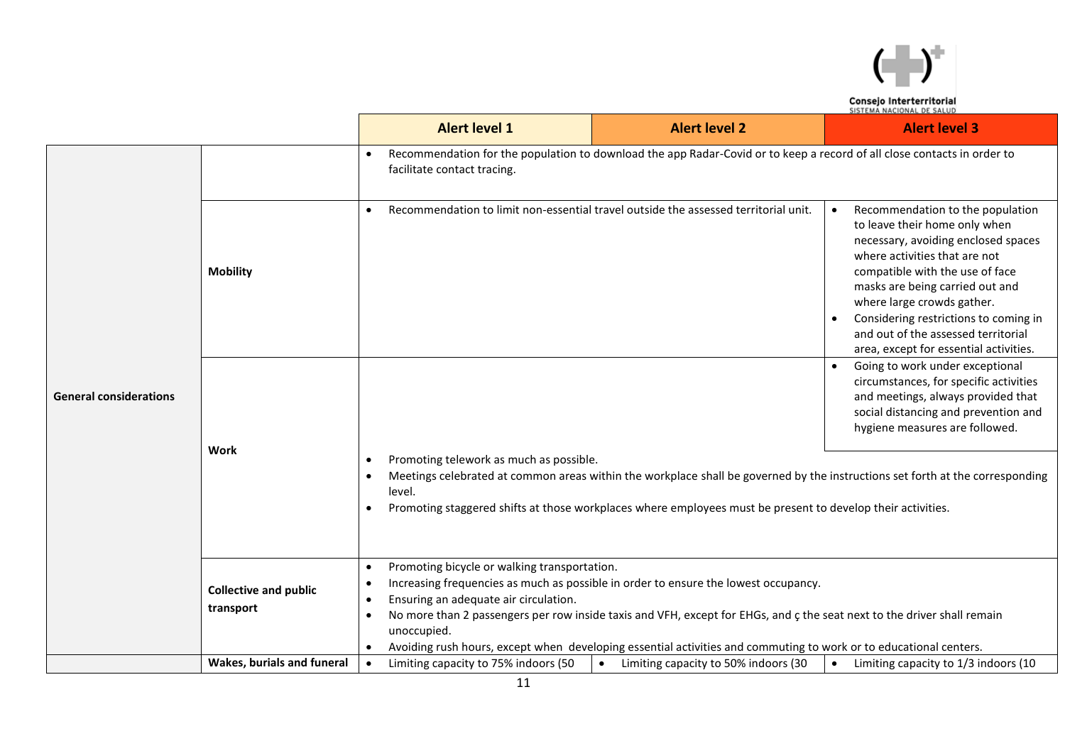| | | Alert level 1 | Alert level 2 | Alert level 3 |
|---|---|---|---|---|
| General considerations | | • Recommendation for the population to download the app Radar-Covid or to keep a record of all close contacts in order to facilitate contact tracing. | | |
| | Mobility | • Recommendation to limit non-essential travel outside the assessed territorial unit. | | • Recommendation to the population to leave their home only when necessary, avoiding enclosed spaces where activities that are not compatible with the use of face masks are being carried out and where large crowds gather.<br>• Considering restrictions to coming in and out of the assessed territorial area, except for essential activities. |
| | Work | | | • Going to work under exceptional circumstances, for specific activities and meetings, always provided that social distancing and prevention and hygiene measures are followed. |
| | | • Promoting telework as much as possible.<br>• Meetings celebrated at common areas within the workplace shall be governed by the instructions set forth at the corresponding level.<br>• Promoting staggered shifts at those workplaces where employees must be present to develop their activities. | | |
| | Collective and public transport | • Promoting bicycle or walking transportation.<br>• Increasing frequencies as much as possible in order to ensure the lowest occupancy.<br>• Ensuring an adequate air circulation.<br>• No more than 2 passengers per row inside taxis and VFH, except for EHGs, and ç the seat next to the driver shall remain unoccupied.<br>• Avoiding rush hours, except when developing essential activities and commuting to work or to educational centers. | | |
| | Wakes, burials and funeral | • Limiting capacity to 75% indoors (50 | • Limiting capacity to 50% indoors (30 | • Limiting capacity to 1/3 indoors (10 |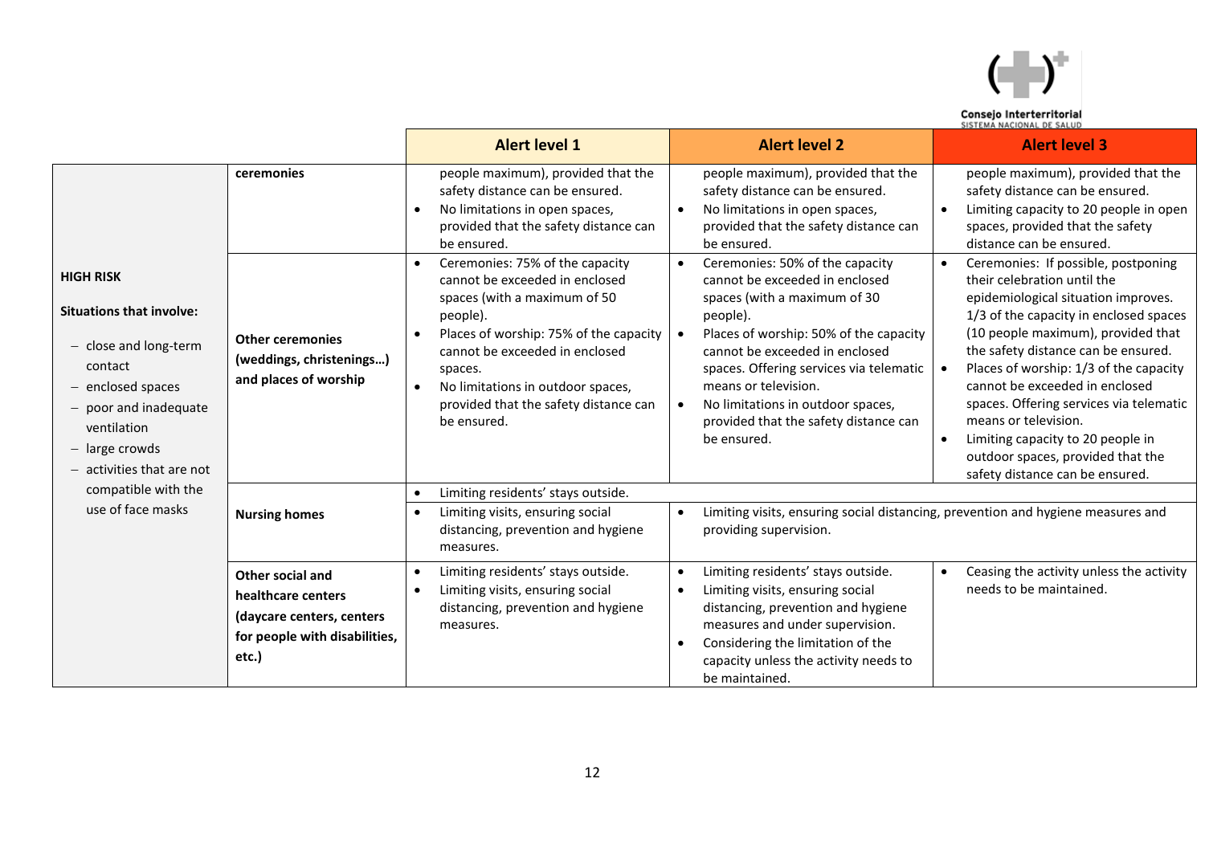| | | Alert level 1 | Alert level 2 | Alert level 3 |
|---|---|---|---|---|
| **HIGH RISK**<br><br>**Situations that involve:**<br><br>– close and long-term contact<br>– enclosed spaces<br>– poor and inadequate ventilation<br>– large crowds<br>– activities that are not compatible with the use of face masks | **ceremonies** | people maximum), provided that the safety distance can be ensured.<br>• No limitations in open spaces, provided that the safety distance can be ensured. | people maximum), provided that the safety distance can be ensured.<br>• No limitations in open spaces, provided that the safety distance can be ensured. | people maximum), provided that the safety distance can be ensured.<br>• Limiting capacity to 20 people in open spaces, provided that the safety distance can be ensured. |
| | **Other ceremonies (weddings, christenings…) and places of worship** | • Ceremonies: 75% of the capacity cannot be exceeded in enclosed spaces (with a maximum of 50 people).<br>• Places of worship: 75% of the capacity cannot be exceeded in enclosed spaces.<br>• No limitations in outdoor spaces, provided that the safety distance can be ensured. | • Ceremonies: 50% of the capacity cannot be exceeded in enclosed spaces (with a maximum of 30 people).<br>• Places of worship: 50% of the capacity cannot be exceeded in enclosed spaces. Offering services via telematic means or television.<br>• No limitations in outdoor spaces, provided that the safety distance can be ensured. | • Ceremonies: If possible, postponing their celebration until the epidemiological situation improves. 1/3 of the capacity in enclosed spaces (10 people maximum), provided that the safety distance can be ensured.<br>• Places of worship: 1/3 of the capacity cannot be exceeded in enclosed spaces. Offering services via telematic means or television.<br>• Limiting capacity to 20 people in outdoor spaces, provided that the safety distance can be ensured. |
| | **Nursing homes** | • Limiting residents' stays outside.<br>• Limiting visits, ensuring social distancing, prevention and hygiene measures. | • Limiting residents' stays outside.<br>• Limiting visits, ensuring social distancing, prevention and hygiene measures and providing supervision. | • Limiting residents' stays outside.<br>• Limiting visits, ensuring social distancing, prevention and hygiene measures and providing supervision. |
| | **Other social and healthcare centers (daycare centers, centers for people with disabilities, etc.)** | • Limiting residents' stays outside.<br>• Limiting visits, ensuring social distancing, prevention and hygiene measures. | • Limiting residents' stays outside.<br>• Limiting visits, ensuring social distancing, prevention and hygiene measures and under supervision.<br>• Considering the limitation of the capacity unless the activity needs to be maintained. | • Ceasing the activity unless the activity needs to be maintained. |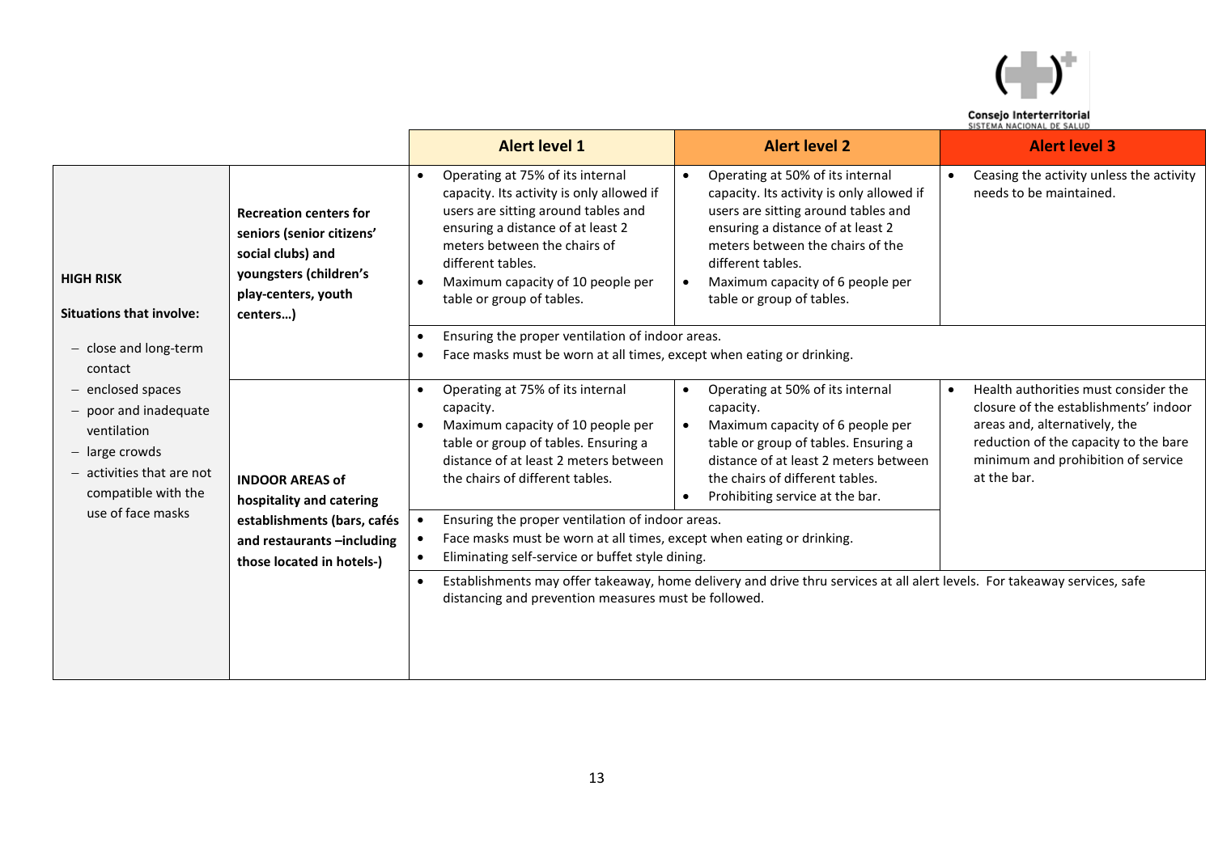| | | Alert level 1 | Alert level 2 | Alert level 3 |
|---|---|---|---|---|
| **HIGH RISK**<br><br>**Situations that involve:**<br>– close and long-term contact<br>– enclosed spaces<br>– poor and inadequate ventilation<br>– large crowds<br>– activities that are not compatible with the use of face masks | **Recreation centers for seniors (senior citizens' social clubs) and youngsters (children's play-centers, youth centers…)** | • Operating at 75% of its internal capacity. Its activity is only allowed if users are sitting around tables and ensuring a distance of at least 2 meters between the chairs of different tables.<br>• Maximum capacity of 10 people per table or group of tables. | • Operating at 50% of its internal capacity. Its activity is only allowed if users are sitting around tables and ensuring a distance of at least 2 meters between the chairs of the different tables.<br>• Maximum capacity of 6 people per table or group of tables. | • Ceasing the activity unless the activity needs to be maintained. |
| | | • Ensuring the proper ventilation of indoor areas.<br>• Face masks must be worn at all times, except when eating or drinking. | | |
| | **INDOOR AREAS of hospitality and catering establishments (bars, cafés and restaurants –including those located in hotels-)** | • Operating at 75% of its internal capacity.<br>• Maximum capacity of 10 people per table or group of tables. Ensuring a distance of at least 2 meters between the chairs of different tables. | • Operating at 50% of its internal capacity.<br>• Maximum capacity of 6 people per table or group of tables. Ensuring a distance of at least 2 meters between the chairs of different tables.<br>• Prohibiting service at the bar. | • Health authorities must consider the closure of the establishments' indoor areas and, alternatively, the reduction of the capacity to the bare minimum and prohibition of service at the bar. |
| | | • Ensuring the proper ventilation of indoor areas.<br>• Face masks must be worn at all times, except when eating or drinking.<br>• Eliminating self-service or buffet style dining. | | |
| | | • Establishments may offer takeaway, home delivery and drive thru services at all alert levels. For takeaway services, safe distancing and prevention measures must be followed. | | |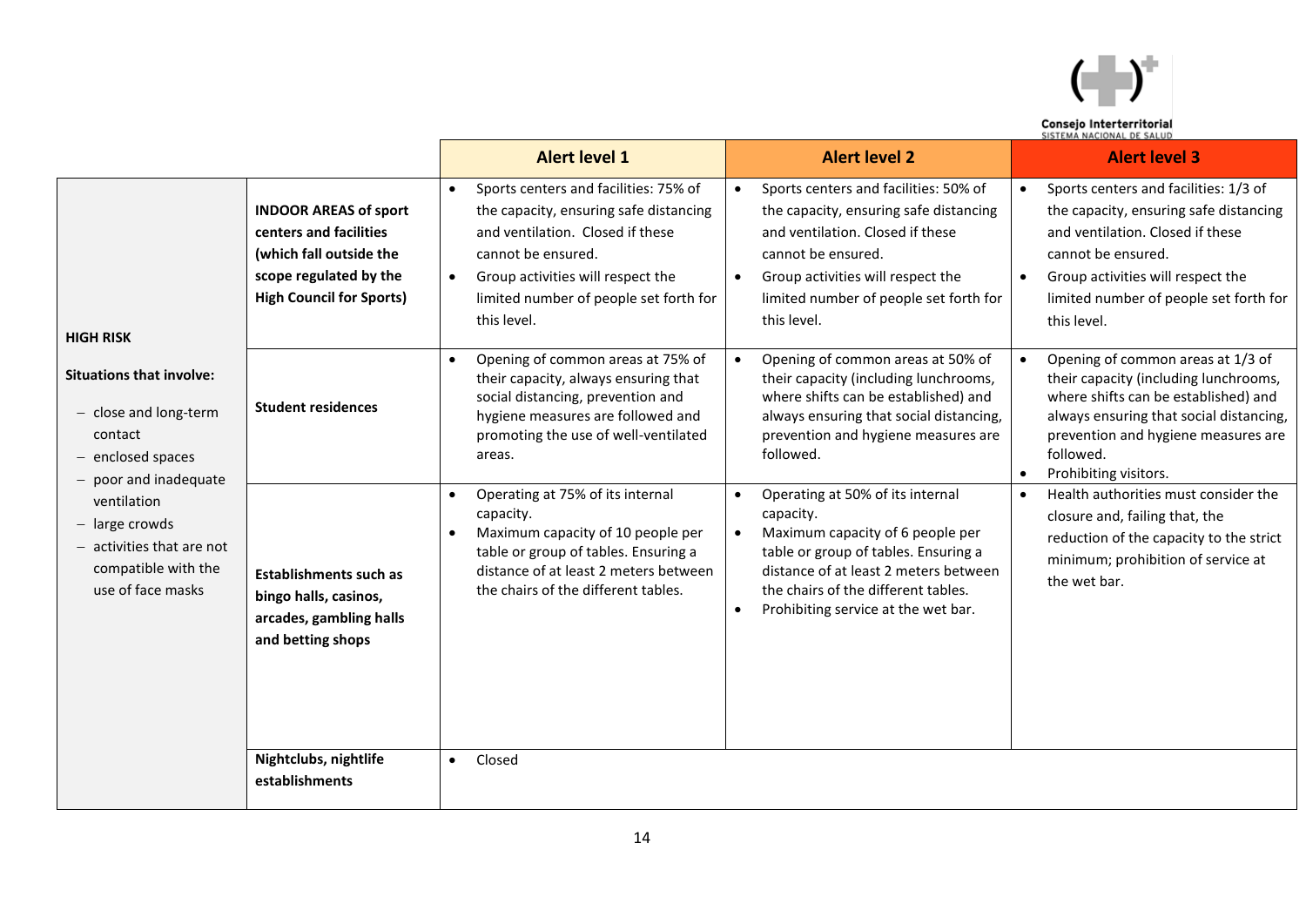| | | Alert level 1 | Alert level 2 | Alert level 3 |
|---|---|---|---|---|
| **HIGH RISK**<br><br>**Situations that involve:**<br>– close and long-term contact<br>– enclosed spaces<br>– poor and inadequate ventilation<br>– large crowds<br>– activities that are not compatible with the use of face masks | **INDOOR AREAS of sport centers and facilities (which fall outside the scope regulated by the High Council for Sports)** | • Sports centers and facilities: 75% of the capacity, ensuring safe distancing and ventilation. Closed if these cannot be ensured.<br>• Group activities will respect the limited number of people set forth for this level. | • Sports centers and facilities: 50% of the capacity, ensuring safe distancing and ventilation. Closed if these cannot be ensured.<br>• Group activities will respect the limited number of people set forth for this level. | • Sports centers and facilities: 1/3 of the capacity, ensuring safe distancing and ventilation. Closed if these cannot be ensured.<br>• Group activities will respect the limited number of people set forth for this level. |
| | **Student residences** | • Opening of common areas at 75% of their capacity, always ensuring that social distancing, prevention and hygiene measures are followed and promoting the use of well-ventilated areas. | • Opening of common areas at 50% of their capacity (including lunchrooms, where shifts can be established) and always ensuring that social distancing, prevention and hygiene measures are followed. | • Opening of common areas at 1/3 of their capacity (including lunchrooms, where shifts can be established) and always ensuring that social distancing, prevention and hygiene measures are followed.<br>• Prohibiting visitors. |
| | **Establishments such as bingo halls, casinos, arcades, gambling halls and betting shops** | • Operating at 75% of its internal capacity.<br>• Maximum capacity of 10 people per table or group of tables. Ensuring a distance of at least 2 meters between the chairs of the different tables. | • Operating at 50% of its internal capacity.<br>• Maximum capacity of 6 people per table or group of tables. Ensuring a distance of at least 2 meters between the chairs of the different tables.<br>• Prohibiting service at the wet bar. | • Health authorities must consider the closure and, failing that, the reduction of the capacity to the strict minimum; prohibition of service at the wet bar. |
| | **Nightclubs, nightlife establishments** | • Closed | | |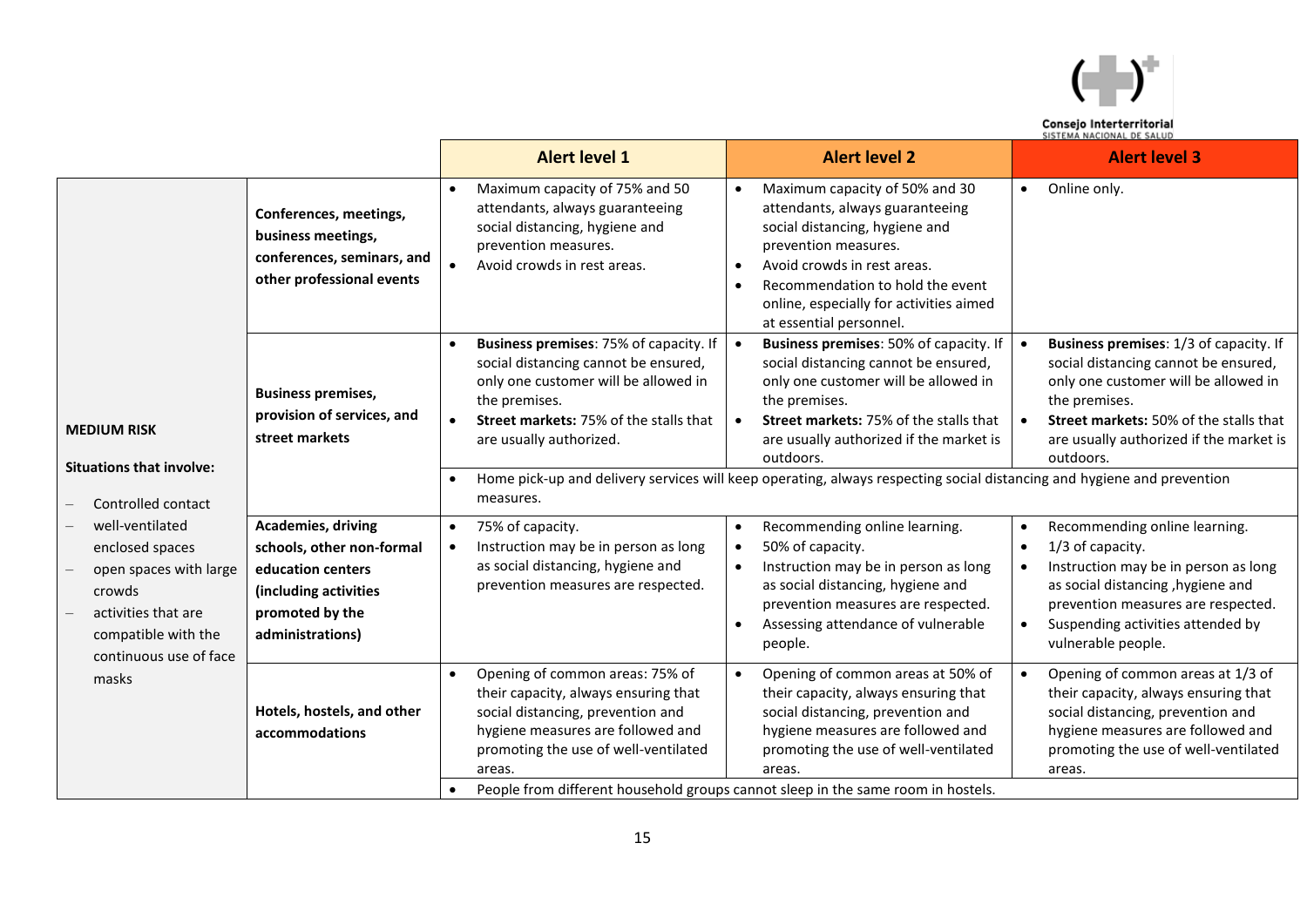| | | Alert level 1 | Alert level 2 | Alert level 3 |
|---|---|---|---|---|
| **MEDIUM RISK**<br><br>**Situations that involve:**<br>– Controlled contact<br>– well-ventilated enclosed spaces<br>– open spaces with large crowds<br>– activities that are compatible with the continuous use of face masks | **Conferences, meetings, business meetings, conferences, seminars, and other professional events** | • Maximum capacity of 75% and 50 attendants, always guaranteeing social distancing, hygiene and prevention measures.<br>• Avoid crowds in rest areas. | • Maximum capacity of 50% and 30 attendants, always guaranteeing social distancing, hygiene and prevention measures.<br>• Avoid crowds in rest areas.<br>• Recommendation to hold the event online, especially for activities aimed at essential personnel. | • Online only. |
| | **Business premises, provision of services, and street markets** | • **Business premises**: 75% of capacity. If social distancing cannot be ensured, only one customer will be allowed in the premises.<br>• **Street markets:** 75% of the stalls that are usually authorized. | • **Business premises**: 50% of capacity. If social distancing cannot be ensured, only one customer will be allowed in the premises.<br>• **Street markets:** 75% of the stalls that are usually authorized if the market is outdoors. | • **Business premises**: 1/3 of capacity. If social distancing cannot be ensured, only one customer will be allowed in the premises.<br>• **Street markets:** 50% of the stalls that are usually authorized if the market is outdoors. |
| | | • Home pick-up and delivery services will keep operating, always respecting social distancing and hygiene and prevention measures. | | |
| | **Academies, driving schools, other non-formal education centers (including activities promoted by the administrations)** | • 75% of capacity.<br>• Instruction may be in person as long as social distancing, hygiene and prevention measures are respected. | • Recommending online learning.<br>• 50% of capacity.<br>• Instruction may be in person as long as social distancing, hygiene and prevention measures are respected.<br>• Assessing attendance of vulnerable people. | • Recommending online learning.<br>• 1/3 of capacity.<br>• Instruction may be in person as long as social distancing ,hygiene and prevention measures are respected.<br>• Suspending activities attended by vulnerable people. |
| | **Hotels, hostels, and other accommodations** | • Opening of common areas: 75% of their capacity, always ensuring that social distancing, prevention and hygiene measures are followed and promoting the use of well-ventilated areas. | • Opening of common areas at 50% of their capacity, always ensuring that social distancing, prevention and hygiene measures are followed and promoting the use of well-ventilated areas. | • Opening of common areas at 1/3 of their capacity, always ensuring that social distancing, prevention and hygiene measures are followed and promoting the use of well-ventilated areas. |
| | | • People from different household groups cannot sleep in the same room in hostels. | | |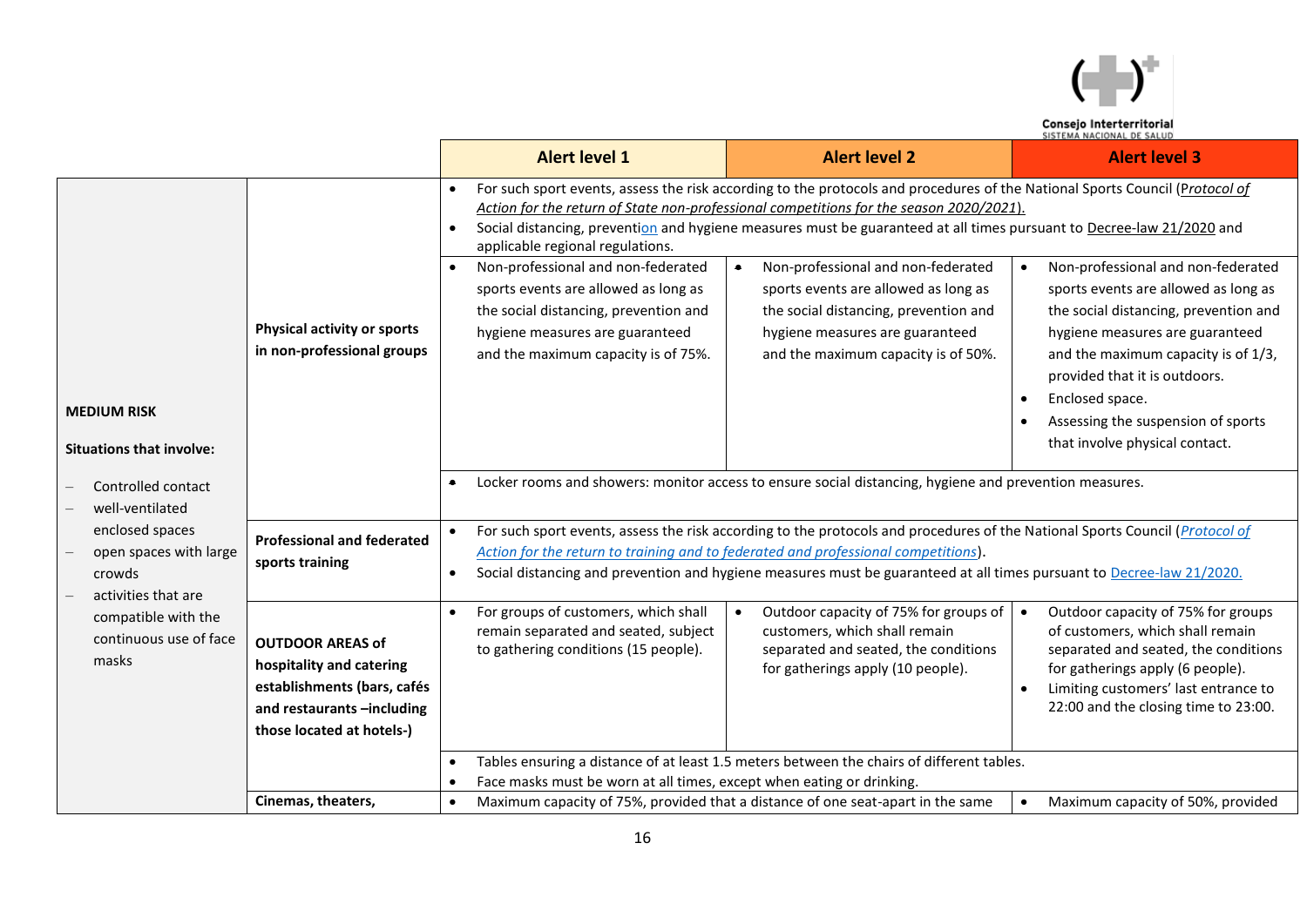| | | Alert level 1 | Alert level 2 | Alert level 3 |
|---|---|---|---|---|
| **MEDIUM RISK**<br><br>**Situations that involve:**<br><br>– Controlled contact<br>– well-ventilated enclosed spaces<br>– open spaces with large crowds<br>– activities that are compatible with the continuous use of face masks | **Physical activity or sports in non-professional groups** | • For such sport events, assess the risk according to the protocols and procedures of the National Sports Council (*Protocol of Action for the return of State non-professional competitions for the season 2020/2021*).<br>• Social distancing, prevention and hygiene measures must be guaranteed at all times pursuant to Decree-law 21/2020 and applicable regional regulations. | | |
| | | • Non-professional and non-federated sports events are allowed as long as the social distancing, prevention and hygiene measures are guaranteed and the maximum capacity is of 75%. | • Non-professional and non-federated sports events are allowed as long as the social distancing, prevention and hygiene measures are guaranteed and the maximum capacity is of 50%. | • Non-professional and non-federated sports events are allowed as long as the social distancing, prevention and hygiene measures are guaranteed and the maximum capacity is of 1/3, provided that it is outdoors.<br>• Enclosed space.<br>• Assessing the suspension of sports that involve physical contact. |
| | | • Locker rooms and showers: monitor access to ensure social distancing, hygiene and prevention measures. | | |
| | **Professional and federated sports training** | • For such sport events, assess the risk according to the protocols and procedures of the National Sports Council (*Protocol of Action for the return to training and to federated and professional competitions*).<br>• Social distancing and prevention and hygiene measures must be guaranteed at all times pursuant to Decree-law 21/2020. | | |
| | **OUTDOOR AREAS of hospitality and catering establishments (bars, cafés and restaurants –including those located at hotels-)** | • For groups of customers, which shall remain separated and seated, subject to gathering conditions (15 people). | • Outdoor capacity of 75% for groups of customers, which shall remain separated and seated, the conditions for gatherings apply (10 people). | • Outdoor capacity of 75% for groups of customers, which shall remain separated and seated, the conditions for gatherings apply (6 people).<br>• Limiting customers' last entrance to 22:00 and the closing time to 23:00. |
| | | • Tables ensuring a distance of at least 1.5 meters between the chairs of different tables.<br>• Face masks must be worn at all times, except when eating or drinking. | | |
| | **Cinemas, theaters,** | • Maximum capacity of 75%, provided that a distance of one seat-apart in the same | | • Maximum capacity of 50%, provided |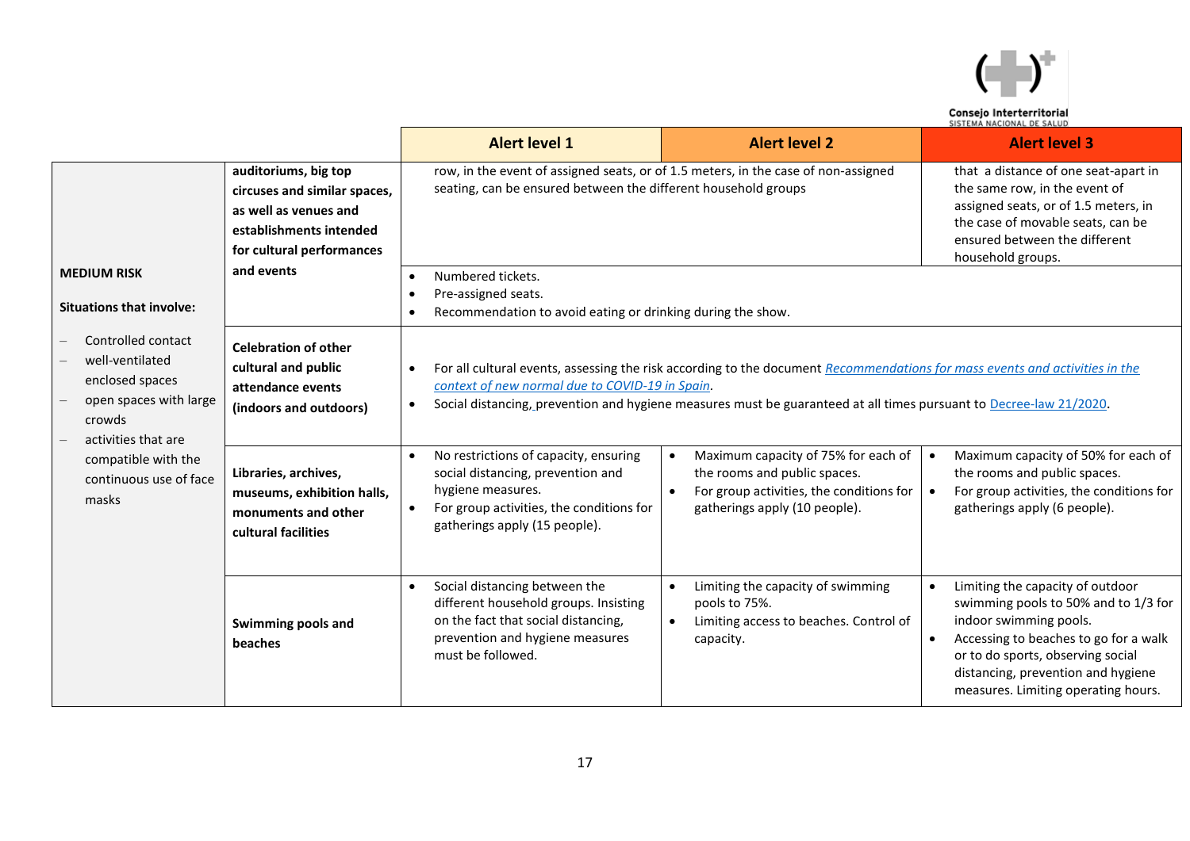| | | Alert level 1 | Alert level 2 | Alert level 3 |
|---|---|---|---|---|
| **MEDIUM RISK**<br><br>**Situations that involve:**<br><br>– Controlled contact<br>– well-ventilated enclosed spaces<br>– open spaces with large crowds<br>– activities that are compatible with the continuous use of face masks | **auditoriums, big top circuses and similar spaces, as well as venues and establishments intended for cultural performances and events** | row, in the event of assigned seats, or of 1.5 meters, in the case of non-assigned seating, can be ensured between the different household groups | | that a distance of one seat-apart in the same row, in the event of assigned seats, or of 1.5 meters, in the case of movable seats, can be ensured between the different household groups. |
| | | • Numbered tickets.<br>• Pre-assigned seats.<br>• Recommendation to avoid eating or drinking during the show. | | |
| | **Celebration of other cultural and public attendance events (indoors and outdoors)** | • For all cultural events, assessing the risk according to the document *Recommendations for mass events and activities in the context of new normal due to COVID-19 in Spain*.<br>• Social distancing, prevention and hygiene measures must be guaranteed at all times pursuant to Decree-law 21/2020. | | |
| | **Libraries, archives, museums, exhibition halls, monuments and other cultural facilities** | • No restrictions of capacity, ensuring social distancing, prevention and hygiene measures.<br>• For group activities, the conditions for gatherings apply (15 people). | • Maximum capacity of 75% for each of the rooms and public spaces.<br>• For group activities, the conditions for gatherings apply (10 people). | • Maximum capacity of 50% for each of the rooms and public spaces.<br>• For group activities, the conditions for gatherings apply (6 people). |
| | **Swimming pools and beaches** | • Social distancing between the different household groups. Insisting on the fact that social distancing, prevention and hygiene measures must be followed. | • Limiting the capacity of swimming pools to 75%.<br>• Limiting access to beaches. Control of capacity. | • Limiting the capacity of outdoor swimming pools to 50% and to 1/3 for indoor swimming pools.<br>• Accessing to beaches to go for a walk or to do sports, observing social distancing, prevention and hygiene measures. Limiting operating hours. |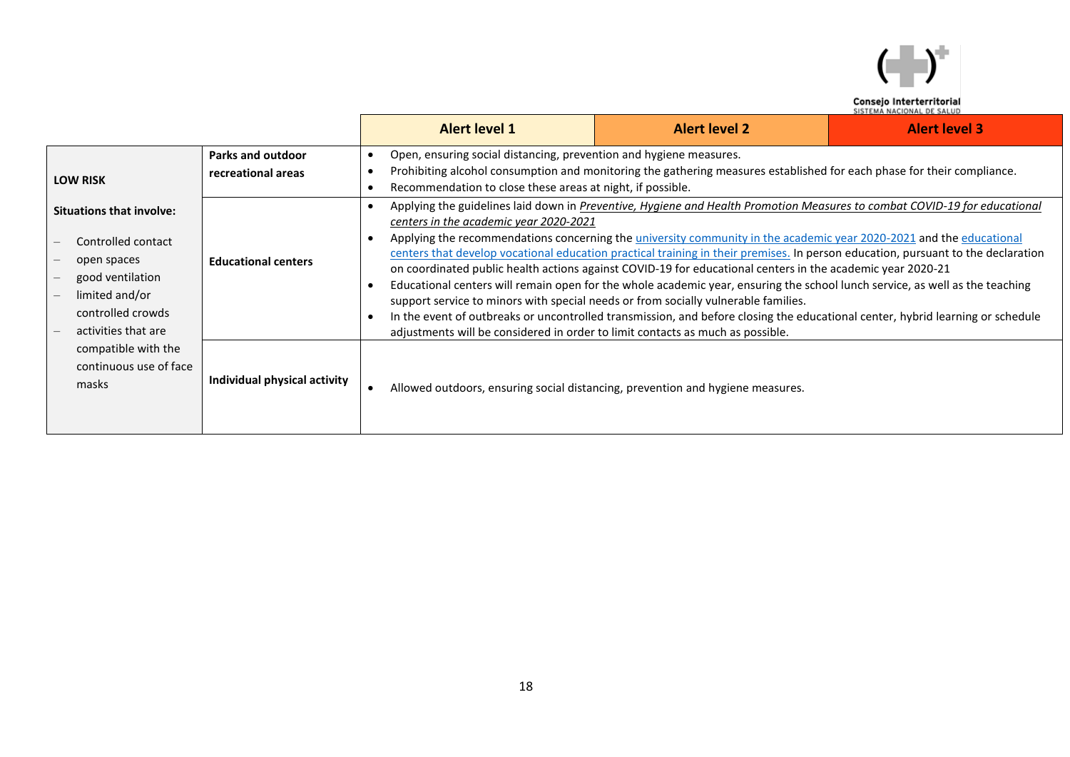| | | Alert level 1 | Alert level 2 | Alert level 3 |
|---|---|---|---|---|
| **LOW RISK**<br><br>**Situations that involve:**<br>– Controlled contact<br>– open spaces<br>– good ventilation<br>– limited and/or controlled crowds<br>– activities that are compatible with the continuous use of face masks | **Parks and outdoor recreational areas** | • Open, ensuring social distancing, prevention and hygiene measures.<br>• Prohibiting alcohol consumption and monitoring the gathering measures established for each phase for their compliance.<br>• Recommendation to close these areas at night, if possible. | | |
| | **Educational centers** | • Applying the guidelines laid down in *Preventive, Hygiene and Health Promotion Measures to combat COVID-19 for educational centers in the academic year 2020-2021*<br>• Applying the recommendations concerning the university community in the academic year 2020-2021 and the educational centers that develop vocational education practical training in their premises. In person education, pursuant to the declaration on coordinated public health actions against COVID-19 for educational centers in the academic year 2020-21<br>• Educational centers will remain open for the whole academic year, ensuring the school lunch service, as well as the teaching support service to minors with special needs or from socially vulnerable families.<br>• In the event of outbreaks or uncontrolled transmission, and before closing the educational center, hybrid learning or schedule adjustments will be considered in order to limit contacts as much as possible. | | |
| | **Individual physical activity** | • Allowed outdoors, ensuring social distancing, prevention and hygiene measures. | | |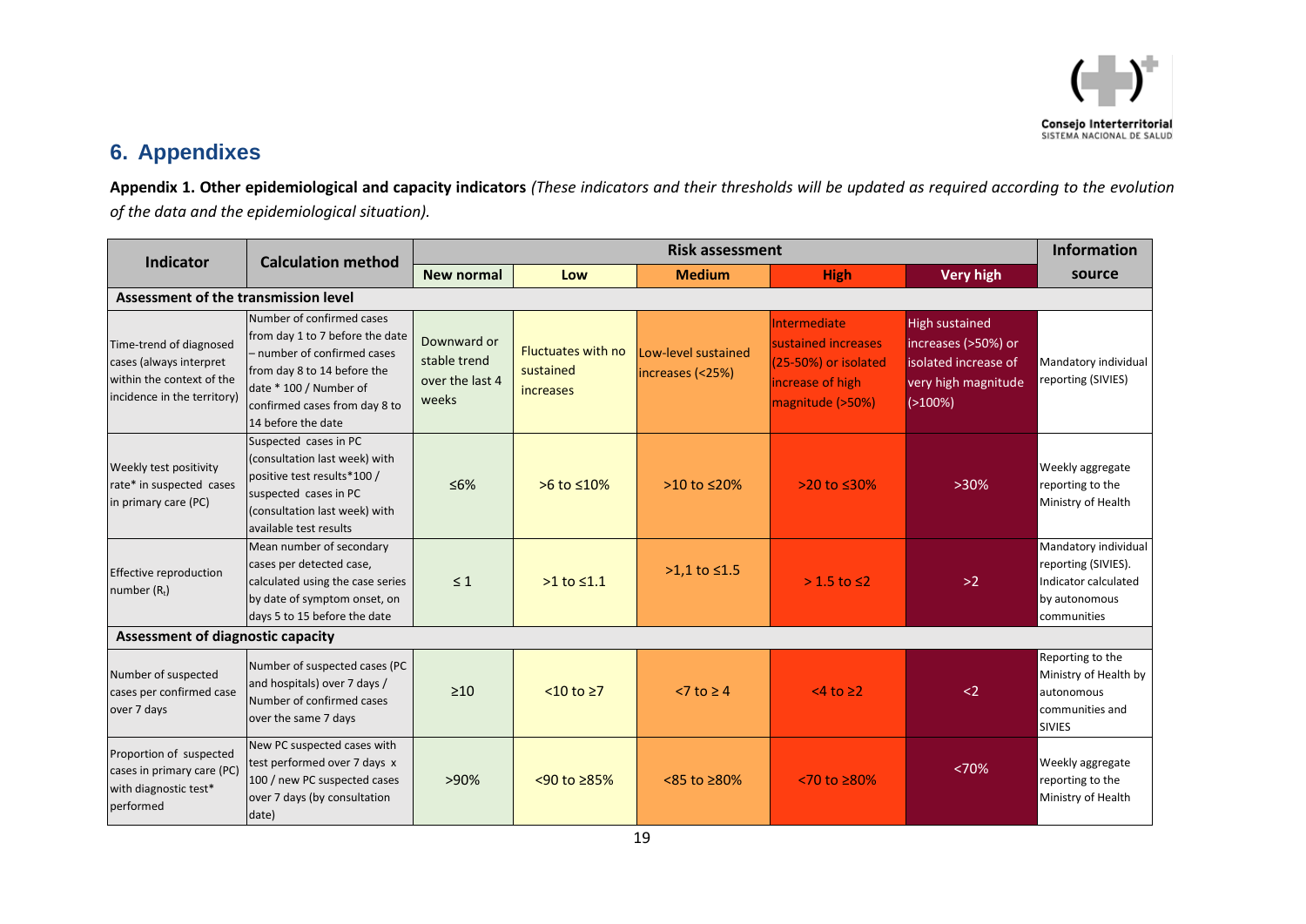## 6. Appendixes

**Appendix 1. Other epidemiological and capacity indicators** *(These indicators and their thresholds will be updated as required according to the evolution of the data and the epidemiological situation).*

| Indicator | Calculation method | Risk assessment | | | | | Information source |
|---|---|---|---|---|---|---|---|
| | | New normal | Low | Medium | High | Very high | |
| **Assessment of the transmission level** | | | | | | | |
| Time-trend of diagnosed cases (always interpret within the context of the incidence in the territory) | Number of confirmed cases from day 1 to 7 before the date – number of confirmed cases from day 8 to 14 before the date * 100 / Number of confirmed cases from day 8 to 14 before the date | Downward or stable trend over the last 4 weeks | Fluctuates with no sustained increases | Low-level sustained increases (<25%) | Intermediate sustained increases (25-50%) or isolated increase of high magnitude (>50%) | High sustained increases (>50%) or isolated increase of very high magnitude (>100%) | Mandatory individual reporting (SIVIES) |
| Weekly test positivity rate* in suspected cases in primary care (PC) | Suspected cases in PC (consultation last week) with positive test results*100 / suspected cases in PC (consultation last week) with available test results | ≤6% | >6 to ≤10% | >10 to ≤20% | >20 to ≤30% | >30% | Weekly aggregate reporting to the Ministry of Health |
| Effective reproduction number ($R_t$) | Mean number of secondary cases per detected case, calculated using the case series by date of symptom onset, on days 5 to 15 before the date | ≤ 1 | >1 to ≤1.1 | >1,1 to ≤1.5 | > 1.5 to ≤2 | >2 | Mandatory individual reporting (SIVIES). Indicator calculated by autonomous communities |
| **Assessment of diagnostic capacity** | | | | | | | |
| Number of suspected cases per confirmed case over 7 days | Number of suspected cases (PC and hospitals) over 7 days / Number of confirmed cases over the same 7 days | ≥10 | <10 to ≥7 | <7 to ≥ 4 | <4 to ≥2 | <2 | Reporting to the Ministry of Health by autonomous communities and SIVIES |
| Proportion of suspected cases in primary care (PC) with diagnostic test* performed | New PC suspected cases with test performed over 7 days x 100 / new PC suspected cases over 7 days (by consultation date) | >90% | <90 to ≥85% | <85 to ≥80% | <70 to ≥80% | <70% | Weekly aggregate reporting to the Ministry of Health |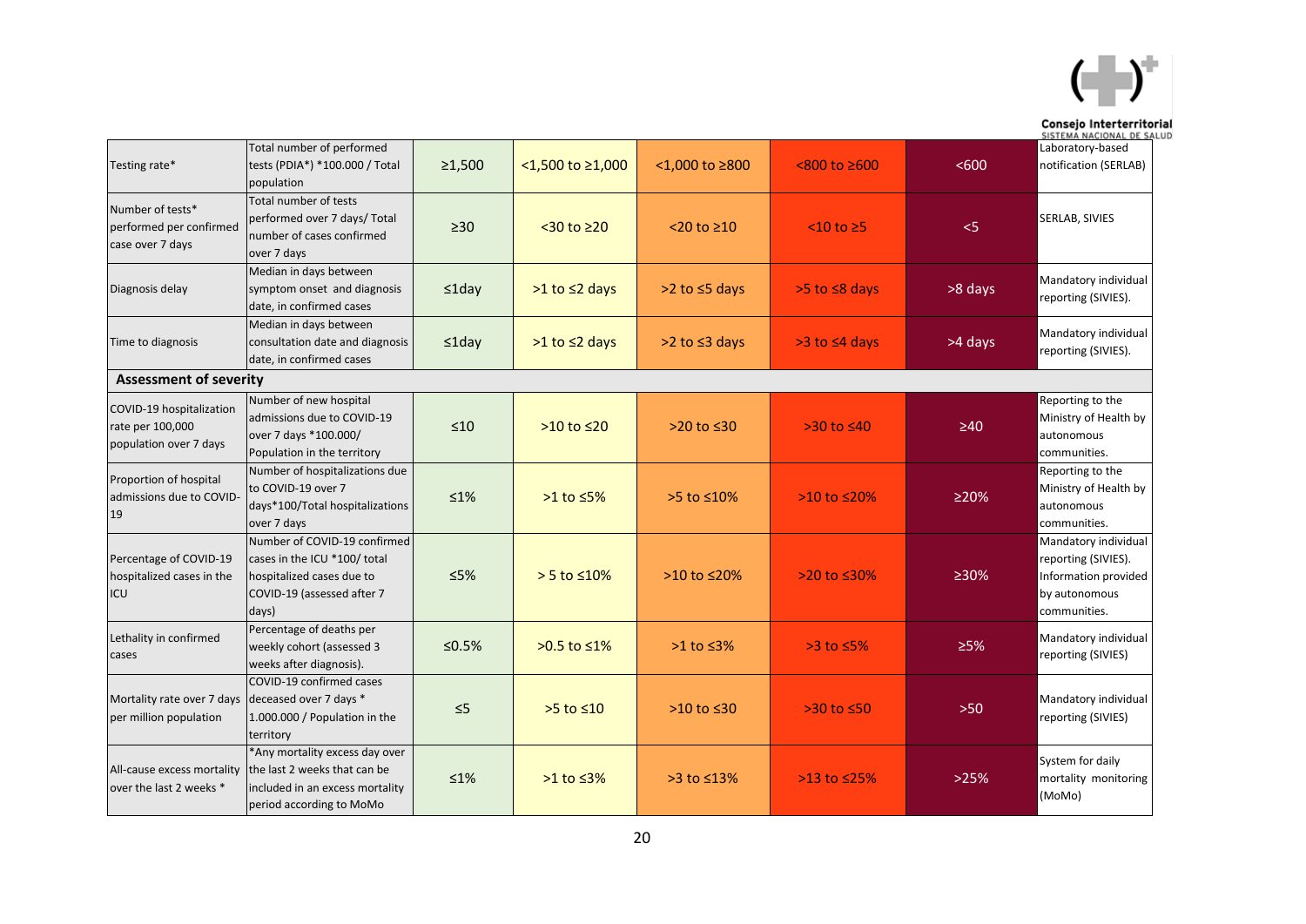| | | | | | | | |
|---|---|---|---|---|---|---|---|
| Testing rate* | Total number of performed tests (PDIA*) *100.000 / Total population | ≥1,500 | <1,500 to ≥1,000 | <1,000 to ≥800 | <800 to ≥600 | <600 | Laboratory-based notification (SERLAB) |
| Number of tests* performed per confirmed case over 7 days | Total number of tests performed over 7 days/ Total number of cases confirmed over 7 days | ≥30 | <30 to ≥20 | <20 to ≥10 | <10 to ≥5 | <5 | SERLAB, SIVIES |
| Diagnosis delay | Median in days between symptom onset and diagnosis date, in confirmed cases | ≤1day | >1 to ≤2 days | >2 to ≤5 days | >5 to ≤8 days | >8 days | Mandatory individual reporting (SIVIES). |
| Time to diagnosis | Median in days between consultation date and diagnosis date, in confirmed cases | ≤1day | >1 to ≤2 days | >2 to ≤3 days | >3 to ≤4 days | >4 days | Mandatory individual reporting (SIVIES). |
| **Assessment of severity** | | | | | | | |
| COVID-19 hospitalization rate per 100,000 population over 7 days | Number of new hospital admissions due to COVID-19 over 7 days *100.000/ Population in the territory | ≤10 | >10 to ≤20 | >20 to ≤30 | >30 to ≤40 | ≥40 | Reporting to the Ministry of Health by autonomous communities. |
| Proportion of hospital admissions due to COVID-19 | Number of hospitalizations due to COVID-19 over 7 days*100/Total hospitalizations over 7 days | ≤1% | >1 to ≤5% | >5 to ≤10% | >10 to ≤20% | ≥20% | Reporting to the Ministry of Health by autonomous communities. |
| Percentage of COVID-19 hospitalized cases in the ICU | Number of COVID-19 confirmed cases in the ICU *100/ total hospitalized cases due to COVID-19 (assessed after 7 days) | ≤5% | > 5 to ≤10% | >10 to ≤20% | >20 to ≤30% | ≥30% | Mandatory individual reporting (SIVIES). Information provided by autonomous communities. |
| Lethality in confirmed cases | Percentage of deaths per weekly cohort (assessed 3 weeks after diagnosis). | ≤0.5% | >0.5 to ≤1% | >1 to ≤3% | >3 to ≤5% | ≥5% | Mandatory individual reporting (SIVIES) |
| Mortality rate over 7 days per million population | COVID-19 confirmed cases deceased over 7 days * 1.000.000 / Population in the territory | ≤5 | >5 to ≤10 | >10 to ≤30 | >30 to ≤50 | >50 | Mandatory individual reporting (SIVIES) |
| All-cause excess mortality over the last 2 weeks * | *Any mortality excess day over the last 2 weeks that can be included in an excess mortality period according to MoMo | ≤1% | >1 to ≤3% | >3 to ≤13% | >13 to ≤25% | >25% | System for daily mortality monitoring (MoMo) |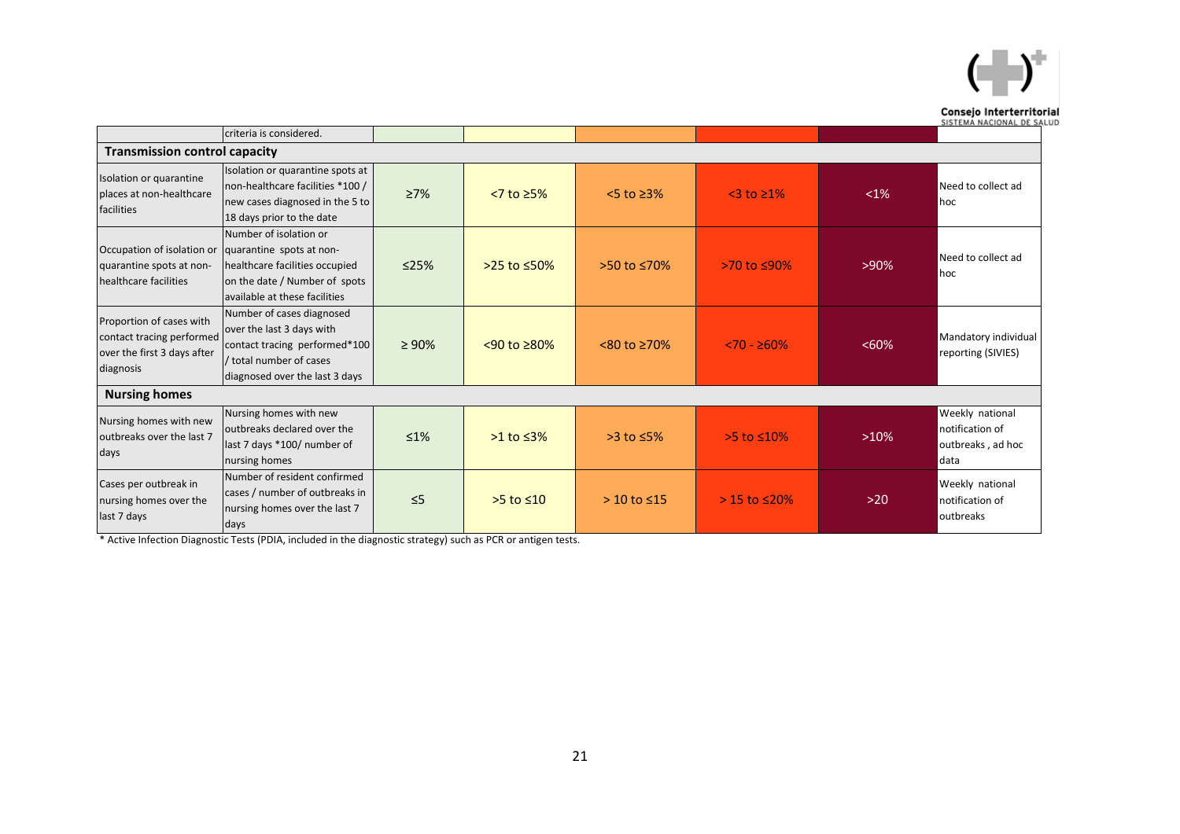| | | | | | | | |
|---|---|---|---|---|---|---|---|
| | criteria is considered. | | | | | | |
| **Transmission control capacity** | | | | | | | |
| Isolation or quarantine places at non-healthcare facilities | Isolation or quarantine spots at non-healthcare facilities *100 / new cases diagnosed in the 5 to 18 days prior to the date | ≥7% | <7 to ≥5% | <5 to ≥3% | <3 to ≥1% | <1% | Need to collect ad hoc |
| Occupation of isolation or quarantine spots at non-healthcare facilities | Number of isolation or quarantine spots at non-healthcare facilities occupied on the date / Number of spots available at these facilities | ≤25% | >25 to ≤50% | >50 to ≤70% | >70 to ≤90% | >90% | Need to collect ad hoc |
| Proportion of cases with contact tracing performed over the first 3 days after diagnosis | Number of cases diagnosed over the last 3 days with contact tracing performed*100 / total number of cases diagnosed over the last 3 days | ≥ 90% | <90 to ≥80% | <80 to ≥70% | <70 - ≥60% | <60% | Mandatory individual reporting (SIVIES) |
| **Nursing homes** | | | | | | | |
| Nursing homes with new outbreaks over the last 7 days | Nursing homes with new outbreaks declared over the last 7 days *100/ number of nursing homes | ≤1% | >1 to ≤3% | >3 to ≤5% | >5 to ≤10% | >10% | Weekly national notification of outbreaks , ad hoc data |
| Cases per outbreak in nursing homes over the last 7 days | Number of resident confirmed cases / number of outbreaks in nursing homes over the last 7 days | ≤5 | >5 to ≤10 | > 10 to ≤15 | > 15 to ≤20% | >20 | Weekly national notification of outbreaks |

* Active Infection Diagnostic Tests (PDIA, included in the diagnostic strategy) such as PCR or antigen tests.